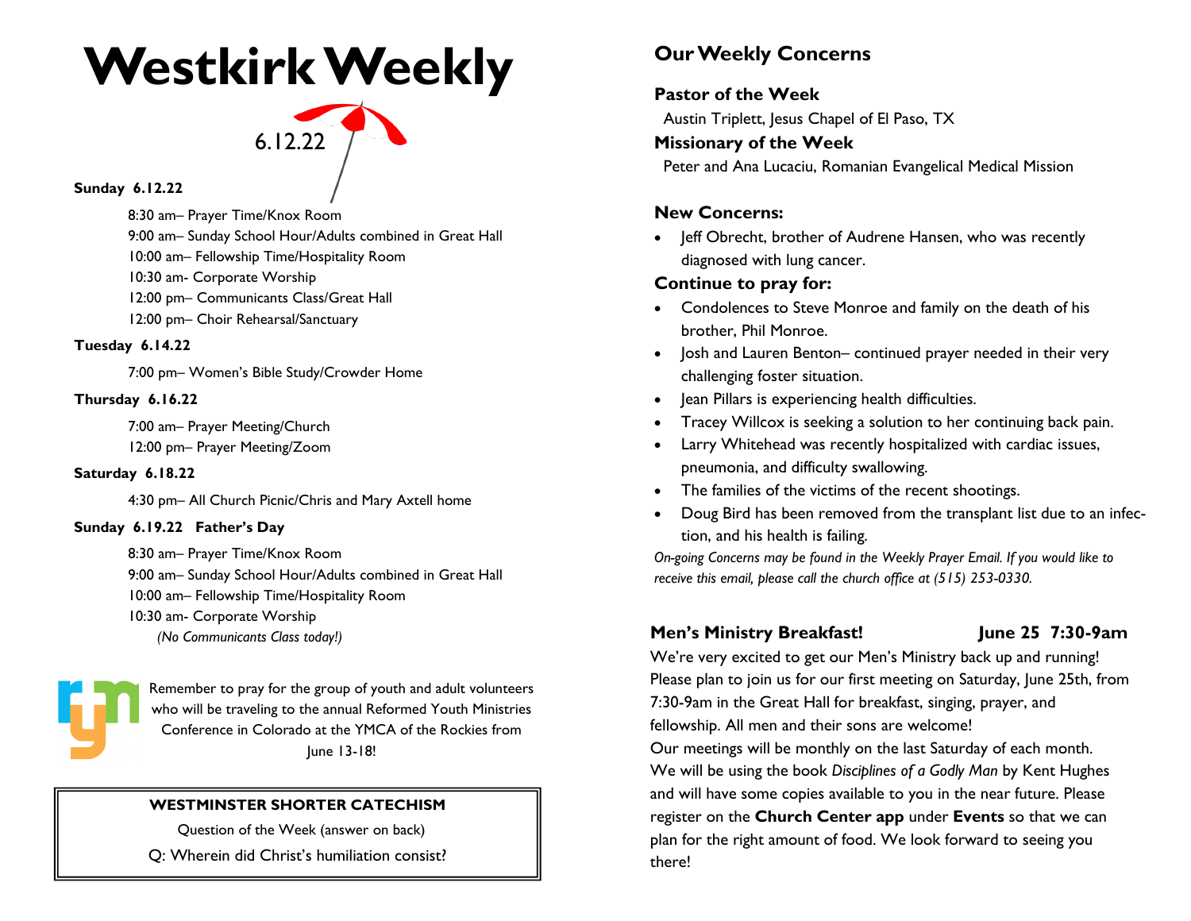# Westkirk Weekly

6.12.22

**Sunday 6.12.22**

8:30 am– Prayer Time/Knox Room
9:00 am– Sunday School Hour/Adults combined in Great Hall
10:00 am– Fellowship Time/Hospitality Room
10:30 am- Corporate Worship
12:00 pm– Communicants Class/Great Hall
12:00 pm– Choir Rehearsal/Sanctuary

**Tuesday 6.14.22**

7:00 pm– Women's Bible Study/Crowder Home

**Thursday 6.16.22**

7:00 am– Prayer Meeting/Church
12:00 pm– Prayer Meeting/Zoom

**Saturday 6.18.22**

4:30 pm– All Church Picnic/Chris and Mary Axtell home

**Sunday 6.19.22 Father's Day**

8:30 am– Prayer Time/Knox Room
9:00 am– Sunday School Hour/Adults combined in Great Hall
10:00 am– Fellowship Time/Hospitality Room
10:30 am- Corporate Worship
*(No Communicants Class today!)*

Remember to pray for the group of youth and adult volunteers who will be traveling to the annual Reformed Youth Ministries Conference in Colorado at the YMCA of the Rockies from June 13-18!

**WESTMINSTER SHORTER CATECHISM**

Question of the Week (answer on back)

Q: Wherein did Christ's humiliation consist?

## Our Weekly Concerns

**Pastor of the Week**

Austin Triplett, Jesus Chapel of El Paso, TX

**Missionary of the Week**

Peter and Ana Lucaciu, Romanian Evangelical Medical Mission

**New Concerns:**

- Jeff Obrecht, brother of Audrene Hansen, who was recently diagnosed with lung cancer.

**Continue to pray for:**

- Condolences to Steve Monroe and family on the death of his brother, Phil Monroe.
- Josh and Lauren Benton– continued prayer needed in their very challenging foster situation.
- Jean Pillars is experiencing health difficulties.
- Tracey Willcox is seeking a solution to her continuing back pain.
- Larry Whitehead was recently hospitalized with cardiac issues, pneumonia, and difficulty swallowing.
- The families of the victims of the recent shootings.
- Doug Bird has been removed from the transplant list due to an infection, and his health is failing.

*On-going Concerns may be found in the Weekly Prayer Email. If you would like to receive this email, please call the church office at (515) 253-0330.*

**Men's Ministry Breakfast! June 25 7:30-9am**

We're very excited to get our Men's Ministry back up and running! Please plan to join us for our first meeting on Saturday, June 25th, from 7:30-9am in the Great Hall for breakfast, singing, prayer, and fellowship. All men and their sons are welcome!
Our meetings will be monthly on the last Saturday of each month. We will be using the book *Disciplines of a Godly Man* by Kent Hughes and will have some copies available to you in the near future. Please register on the **Church Center app** under **Events** so that we can plan for the right amount of food. We look forward to seeing you there!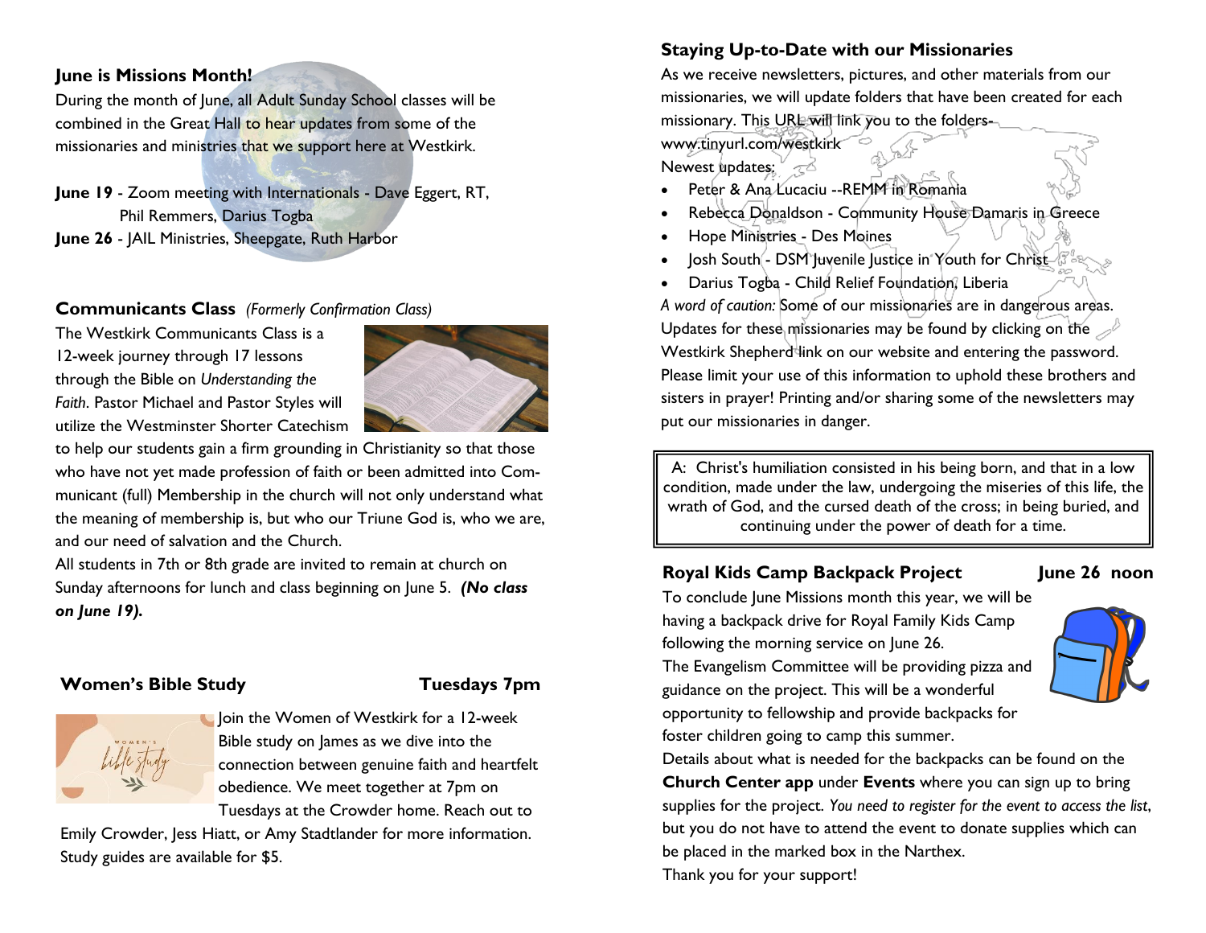## June is Missions Month!

During the month of June, all Adult Sunday School classes will be combined in the Great Hall to hear updates from some of the missionaries and ministries that we support here at Westkirk.

**June 19** - Zoom meeting with Internationals - Dave Eggert, RT, Phil Remmers, Darius Togba
**June 26** - JAIL Ministries, Sheepgate, Ruth Harbor

## Communicants Class *(Formerly Confirmation Class)*

The Westkirk Communicants Class is a 12-week journey through 17 lessons through the Bible on *Understanding the Faith*. Pastor Michael and Pastor Styles will utilize the Westminster Shorter Catechism to help our students gain a firm grounding in Christianity so that those who have not yet made profession of faith or been admitted into Communicant (full) Membership in the church will not only understand what the meaning of membership is, but who our Triune God is, who we are, and our need of salvation and the Church.

All students in 7th or 8th grade are invited to remain at church on Sunday afternoons for lunch and class beginning on June 5. ***(No class on June 19).***

## Women's Bible Study — Tuesdays 7pm

Join the Women of Westkirk for a 12-week Bible study on James as we dive into the connection between genuine faith and heartfelt obedience. We meet together at 7pm on Tuesdays at the Crowder home. Reach out to Emily Crowder, Jess Hiatt, or Amy Stadtlander for more information. Study guides are available for $5.

## Staying Up-to-Date with our Missionaries

As we receive newsletters, pictures, and other materials from our missionaries, we will update folders that have been created for each missionary. This URL will link you to the folders-
www.tinyurl.com/westkirk

Newest updates:

- Peter & Ana Lucaciu --REMM in Romania
- Rebecca Donaldson - Community House Damaris in Greece
- Hope Ministries - Des Moines
- Josh South - DSM Juvenile Justice in Youth for Christ
- Darius Togba - Child Relief Foundation, Liberia

*A word of caution:* Some of our missionaries are in dangerous areas. Updates for these missionaries may be found by clicking on the Westkirk Shepherd link on our website and entering the password. Please limit your use of this information to uphold these brothers and sisters in prayer! Printing and/or sharing some of the newsletters may put our missionaries in danger.

A: Christ's humiliation consisted in his being born, and that in a low condition, made under the law, undergoing the miseries of this life, the wrath of God, and the cursed death of the cross; in being buried, and continuing under the power of death for a time.

## Royal Kids Camp Backpack Project — June 26 noon

To conclude June Missions month this year, we will be having a backpack drive for Royal Family Kids Camp following the morning service on June 26.

The Evangelism Committee will be providing pizza and guidance on the project. This will be a wonderful opportunity to fellowship and provide backpacks for foster children going to camp this summer.

Details about what is needed for the backpacks can be found on the **Church Center app** under **Events** where you can sign up to bring supplies for the project. *You need to register for the event to access the list*, but you do not have to attend the event to donate supplies which can be placed in the marked box in the Narthex.

Thank you for your support!